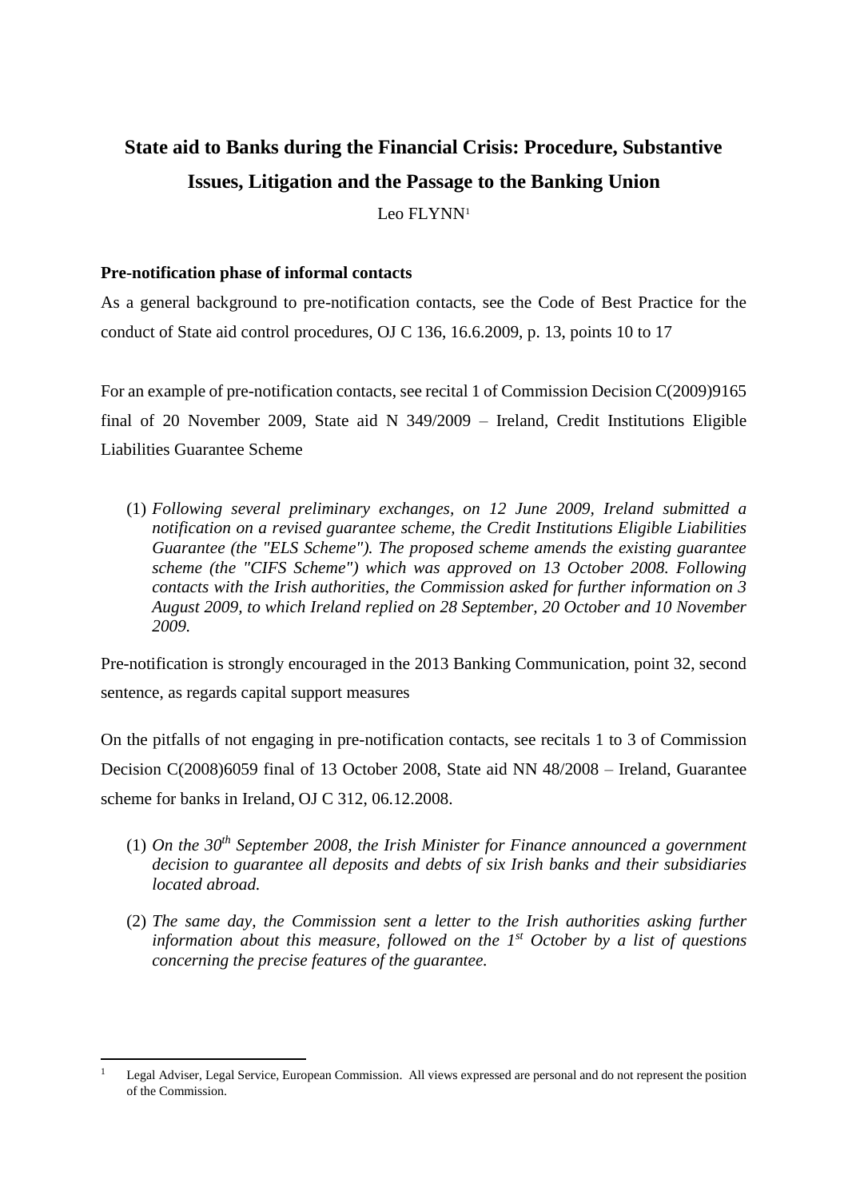# State aid to Banks during the Financial Crisis: Procedure, Substantive Issues, Litigation and the Passage to the Banking Union

Leo FLYNN[1]

**Pre-notification phase of informal contacts**

As a general background to pre-notification contacts, see the Code of Best Practice for the conduct of State aid control procedures, OJ C 136, 16.6.2009, p. 13, points 10 to 17

For an example of pre-notification contacts, see recital 1 of Commission Decision C(2009)9165 final of 20 November 2009, State aid N 349/2009 – Ireland, Credit Institutions Eligible Liabilities Guarantee Scheme

(1) *Following several preliminary exchanges, on 12 June 2009, Ireland submitted a notification on a revised guarantee scheme, the Credit Institutions Eligible Liabilities Guarantee (the "ELS Scheme"). The proposed scheme amends the existing guarantee scheme (the "CIFS Scheme") which was approved on 13 October 2008. Following contacts with the Irish authorities, the Commission asked for further information on 3 August 2009, to which Ireland replied on 28 September, 20 October and 10 November 2009.*

Pre-notification is strongly encouraged in the 2013 Banking Communication, point 32, second sentence, as regards capital support measures

On the pitfalls of not engaging in pre-notification contacts, see recitals 1 to 3 of Commission Decision C(2008)6059 final of 13 October 2008, State aid NN 48/2008 – Ireland, Guarantee scheme for banks in Ireland, OJ C 312, 06.12.2008.

(1) *On the 30th September 2008, the Irish Minister for Finance announced a government decision to guarantee all deposits and debts of six Irish banks and their subsidiaries located abroad.*

(2) *The same day, the Commission sent a letter to the Irish authorities asking further information about this measure, followed on the 1st October by a list of questions concerning the precise features of the guarantee.*

---

[1] Legal Adviser, Legal Service, European Commission. All views expressed are personal and do not represent the position of the Commission.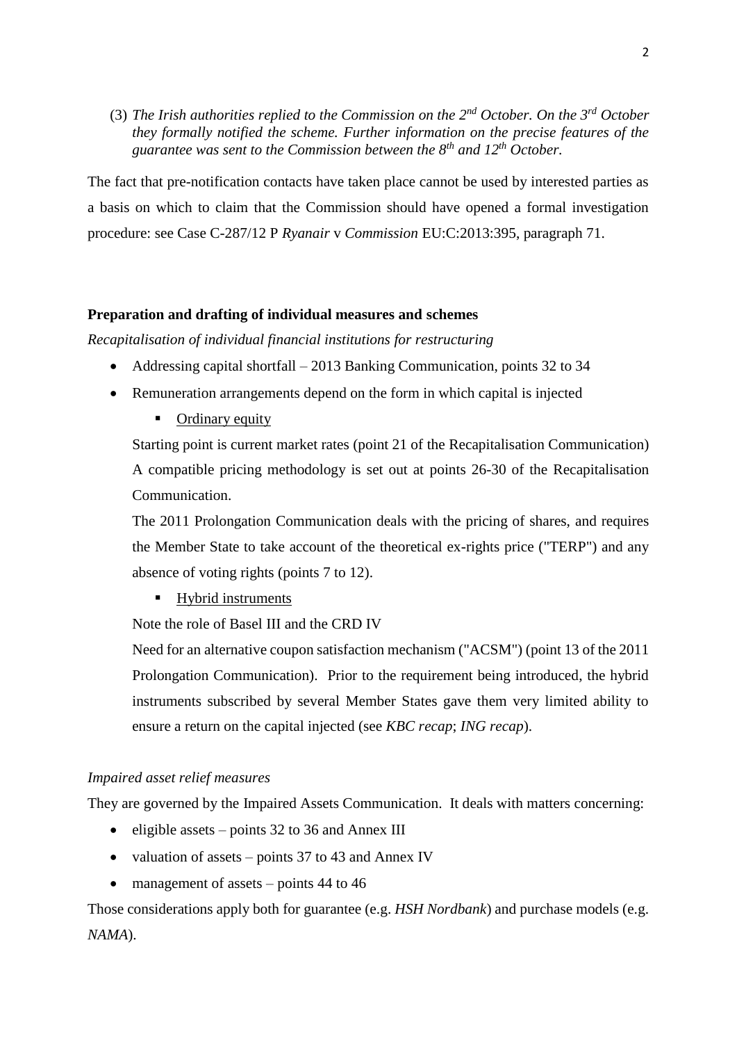(3) *The Irish authorities replied to the Commission on the 2[nd] October. On the 3[rd] October they formally notified the scheme. Further information on the precise features of the guarantee was sent to the Commission between the 8[th] and 12[th] October.*

The fact that pre-notification contacts have taken place cannot be used by interested parties as a basis on which to claim that the Commission should have opened a formal investigation procedure: see Case C-287/12 P *Ryanair* v *Commission* EU:C:2013:395, paragraph 71.

**Preparation and drafting of individual measures and schemes**

*Recapitalisation of individual financial institutions for restructuring*

- Addressing capital shortfall – 2013 Banking Communication, points 32 to 34
- Remuneration arrangements depend on the form in which capital is injected
  - Ordinary equity

  Starting point is current market rates (point 21 of the Recapitalisation Communication) A compatible pricing methodology is set out at points 26-30 of the Recapitalisation Communication.

  The 2011 Prolongation Communication deals with the pricing of shares, and requires the Member State to take account of the theoretical ex-rights price ("TERP") and any absence of voting rights (points 7 to 12).

  - Hybrid instruments

  Note the role of Basel III and the CRD IV

  Need for an alternative coupon satisfaction mechanism ("ACSM") (point 13 of the 2011 Prolongation Communication). Prior to the requirement being introduced, the hybrid instruments subscribed by several Member States gave them very limited ability to ensure a return on the capital injected (see *KBC recap*; *ING recap*).

*Impaired asset relief measures*

They are governed by the Impaired Assets Communication. It deals with matters concerning:

- eligible assets – points 32 to 36 and Annex III
- valuation of assets – points 37 to 43 and Annex IV
- management of assets – points 44 to 46

Those considerations apply both for guarantee (e.g. *HSH Nordbank*) and purchase models (e.g. *NAMA*).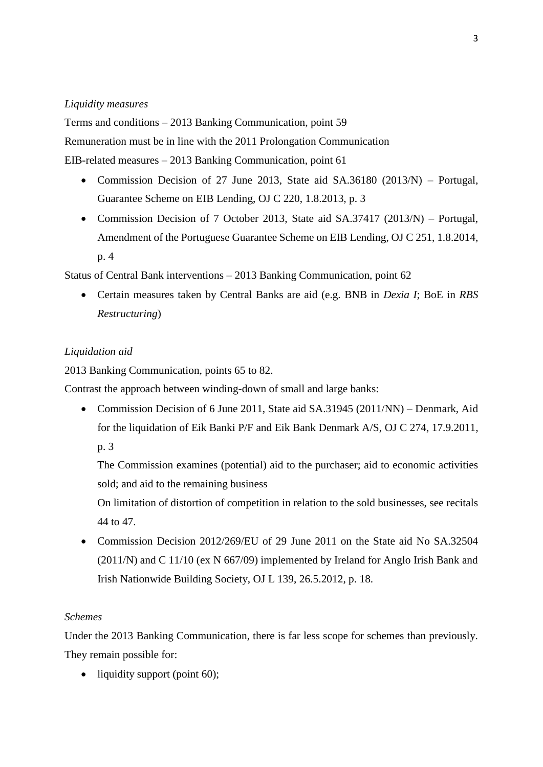*Liquidity measures*

Terms and conditions – 2013 Banking Communication, point 59

Remuneration must be in line with the 2011 Prolongation Communication

EIB-related measures – 2013 Banking Communication, point 61

- Commission Decision of 27 June 2013, State aid SA.36180 (2013/N) – Portugal, Guarantee Scheme on EIB Lending, OJ C 220, 1.8.2013, p. 3
- Commission Decision of 7 October 2013, State aid SA.37417 (2013/N) – Portugal, Amendment of the Portuguese Guarantee Scheme on EIB Lending, OJ C 251, 1.8.2014, p. 4

Status of Central Bank interventions – 2013 Banking Communication, point 62

- Certain measures taken by Central Banks are aid (e.g. BNB in *Dexia I*; BoE in *RBS Restructuring*)

*Liquidation aid*

2013 Banking Communication, points 65 to 82.

Contrast the approach between winding-down of small and large banks:

- Commission Decision of 6 June 2011, State aid SA.31945 (2011/NN) – Denmark, Aid for the liquidation of Eik Banki P/F and Eik Bank Denmark A/S, OJ C 274, 17.9.2011, p. 3

  The Commission examines (potential) aid to the purchaser; aid to economic activities sold; and aid to the remaining business

  On limitation of distortion of competition in relation to the sold businesses, see recitals 44 to 47.
- Commission Decision 2012/269/EU of 29 June 2011 on the State aid No SA.32504 (2011/N) and C 11/10 (ex N 667/09) implemented by Ireland for Anglo Irish Bank and Irish Nationwide Building Society, OJ L 139, 26.5.2012, p. 18.

*Schemes*

Under the 2013 Banking Communication, there is far less scope for schemes than previously. They remain possible for:

- liquidity support (point 60);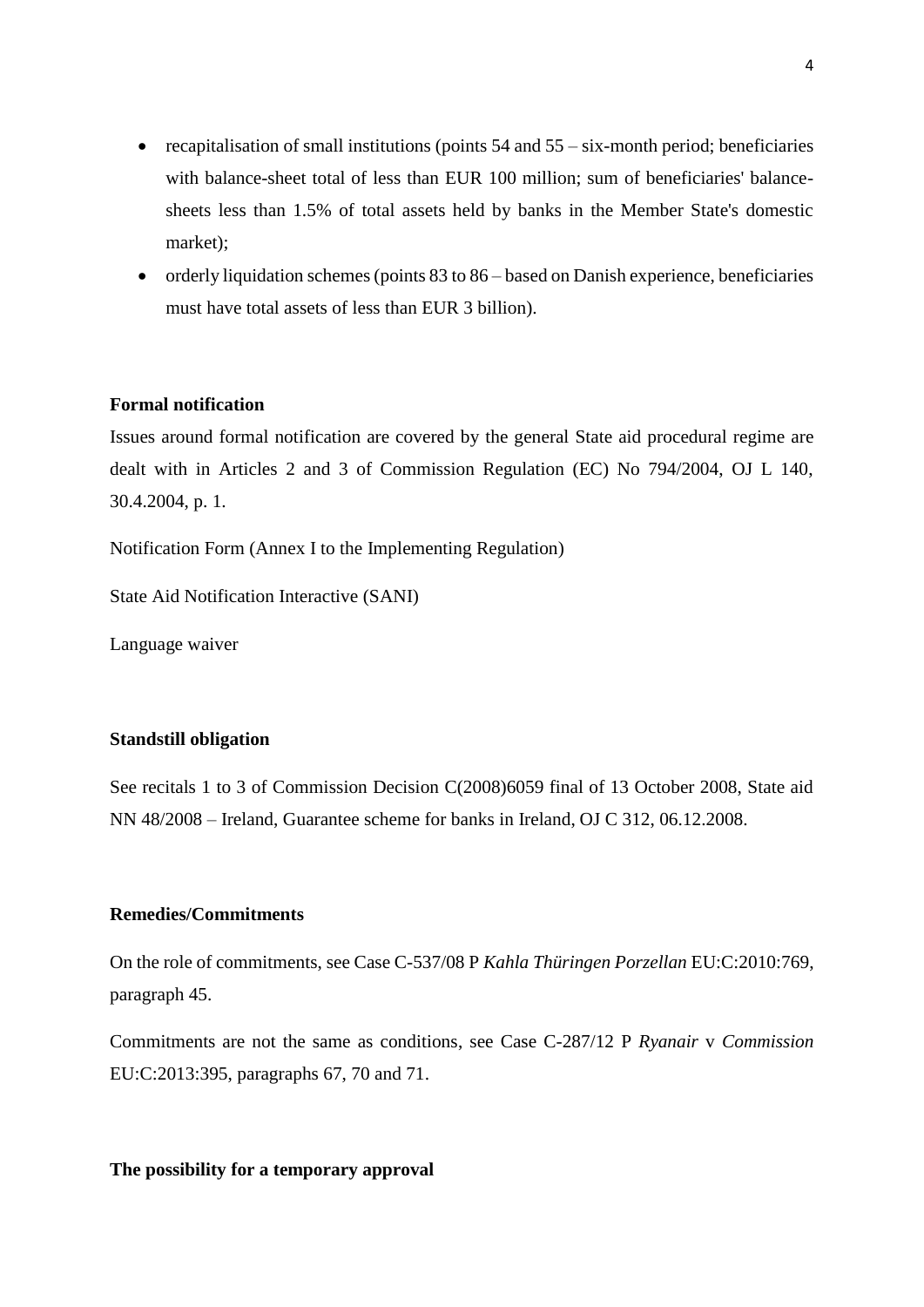- recapitalisation of small institutions (points 54 and 55 – six-month period; beneficiaries with balance-sheet total of less than EUR 100 million; sum of beneficiaries' balance-sheets less than 1.5% of total assets held by banks in the Member State's domestic market);
- orderly liquidation schemes (points 83 to 86 – based on Danish experience, beneficiaries must have total assets of less than EUR 3 billion).

**Formal notification**

Issues around formal notification are covered by the general State aid procedural regime are dealt with in Articles 2 and 3 of Commission Regulation (EC) No 794/2004, OJ L 140, 30.4.2004, p. 1.

Notification Form (Annex I to the Implementing Regulation)

State Aid Notification Interactive (SANI)

Language waiver

**Standstill obligation**

See recitals 1 to 3 of Commission Decision C(2008)6059 final of 13 October 2008, State aid NN 48/2008 – Ireland, Guarantee scheme for banks in Ireland, OJ C 312, 06.12.2008.

**Remedies/Commitments**

On the role of commitments, see Case C-537/08 P *Kahla Thüringen Porzellan* EU:C:2010:769, paragraph 45.

Commitments are not the same as conditions, see Case C-287/12 P *Ryanair* v *Commission* EU:C:2013:395, paragraphs 67, 70 and 71.

**The possibility for a temporary approval**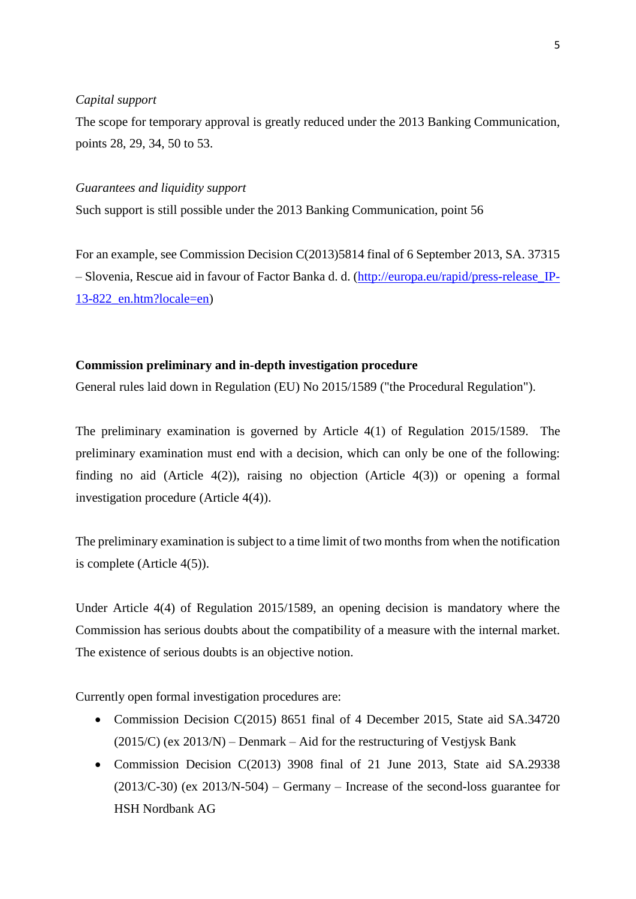*Capital support*

The scope for temporary approval is greatly reduced under the 2013 Banking Communication, points 28, 29, 34, 50 to 53.

*Guarantees and liquidity support*

Such support is still possible under the 2013 Banking Communication, point 56

For an example, see Commission Decision C(2013)5814 final of 6 September 2013, SA. 37315 – Slovenia, Rescue aid in favour of Factor Banka d. d. ([http://europa.eu/rapid/press-release_IP-13-822_en.htm?locale=en](http://europa.eu/rapid/press-release_IP-13-822_en.htm?locale=en))

**Commission preliminary and in-depth investigation procedure**

General rules laid down in Regulation (EU) No 2015/1589 ("the Procedural Regulation").

The preliminary examination is governed by Article 4(1) of Regulation 2015/1589. The preliminary examination must end with a decision, which can only be one of the following: finding no aid (Article 4(2)), raising no objection (Article 4(3)) or opening a formal investigation procedure (Article 4(4)).

The preliminary examination is subject to a time limit of two months from when the notification is complete (Article 4(5)).

Under Article 4(4) of Regulation 2015/1589, an opening decision is mandatory where the Commission has serious doubts about the compatibility of a measure with the internal market. The existence of serious doubts is an objective notion.

Currently open formal investigation procedures are:

- Commission Decision C(2015) 8651 final of 4 December 2015, State aid SA.34720 (2015/C) (ex 2013/N) – Denmark – Aid for the restructuring of Vestjysk Bank
- Commission Decision C(2013) 3908 final of 21 June 2013, State aid SA.29338 (2013/C-30) (ex 2013/N-504) – Germany – Increase of the second-loss guarantee for HSH Nordbank AG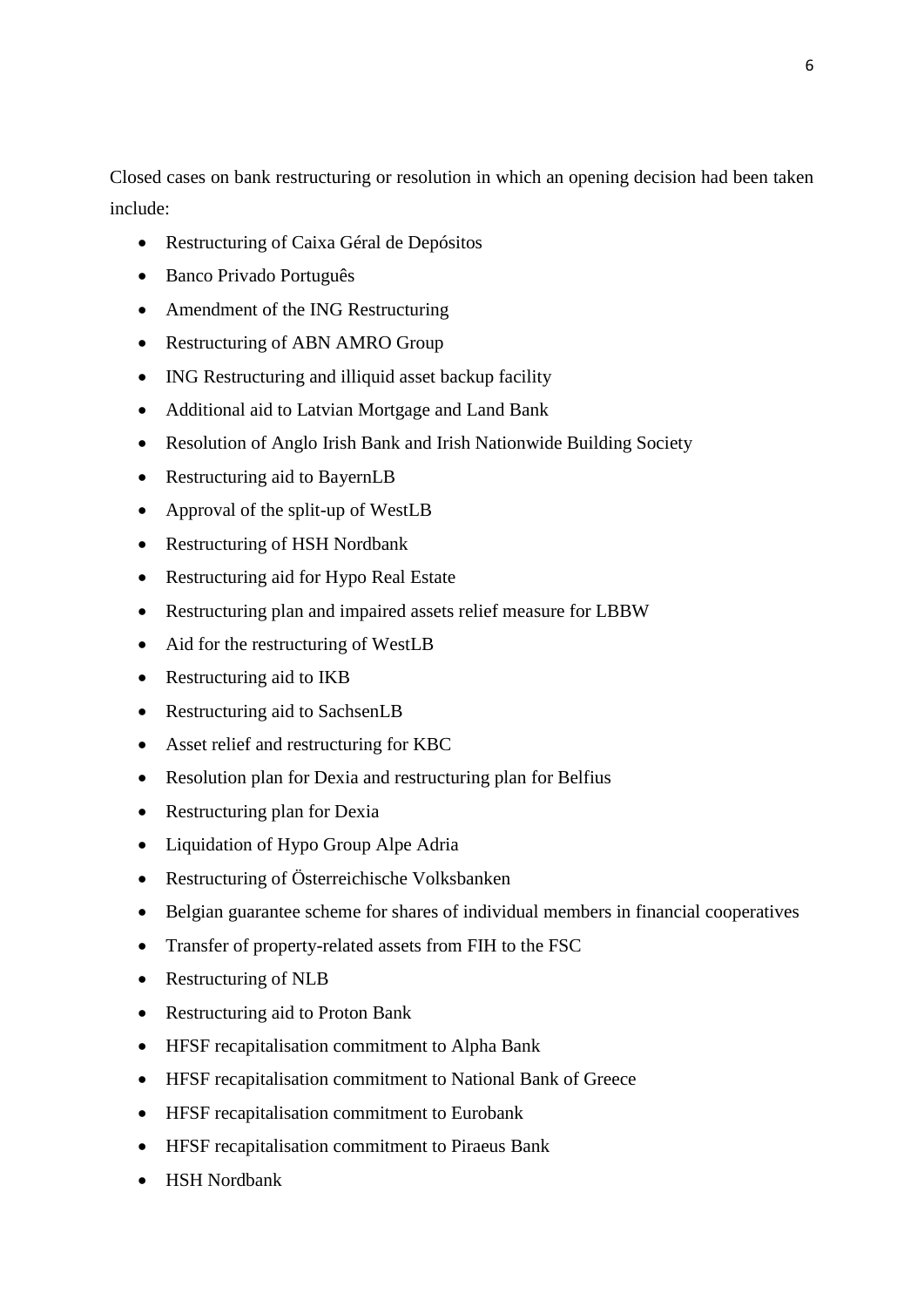Closed cases on bank restructuring or resolution in which an opening decision had been taken include:

- Restructuring of Caixa Géral de Depósitos
- Banco Privado Português
- Amendment of the ING Restructuring
- Restructuring of ABN AMRO Group
- ING Restructuring and illiquid asset backup facility
- Additional aid to Latvian Mortgage and Land Bank
- Resolution of Anglo Irish Bank and Irish Nationwide Building Society
- Restructuring aid to BayernLB
- Approval of the split-up of WestLB
- Restructuring of HSH Nordbank
- Restructuring aid for Hypo Real Estate
- Restructuring plan and impaired assets relief measure for LBBW
- Aid for the restructuring of WestLB
- Restructuring aid to IKB
- Restructuring aid to SachsenLB
- Asset relief and restructuring for KBC
- Resolution plan for Dexia and restructuring plan for Belfius
- Restructuring plan for Dexia
- Liquidation of Hypo Group Alpe Adria
- Restructuring of Österreichische Volksbanken
- Belgian guarantee scheme for shares of individual members in financial cooperatives
- Transfer of property-related assets from FIH to the FSC
- Restructuring of NLB
- Restructuring aid to Proton Bank
- HFSF recapitalisation commitment to Alpha Bank
- HFSF recapitalisation commitment to National Bank of Greece
- HFSF recapitalisation commitment to Eurobank
- HFSF recapitalisation commitment to Piraeus Bank
- HSH Nordbank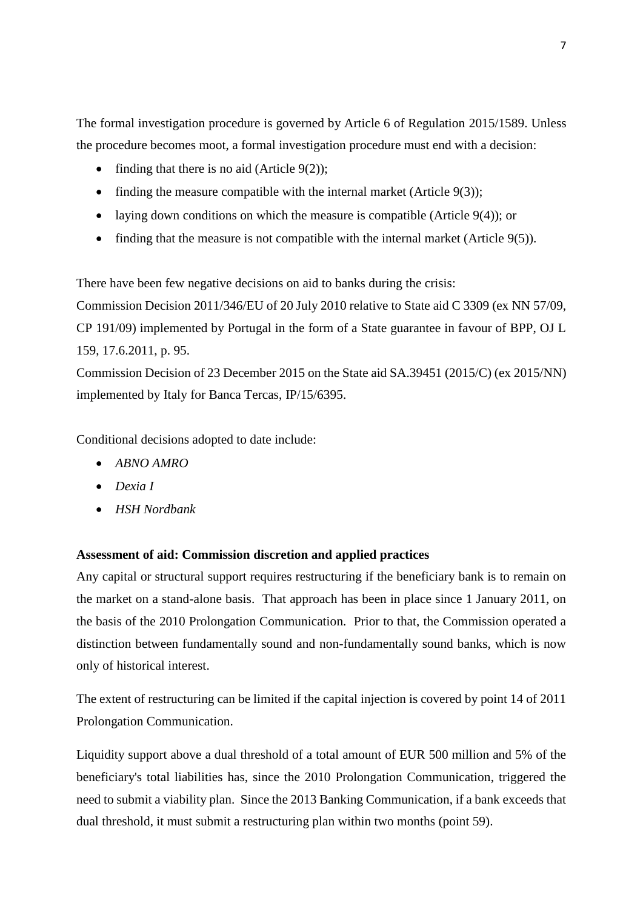The formal investigation procedure is governed by Article 6 of Regulation 2015/1589. Unless the procedure becomes moot, a formal investigation procedure must end with a decision:

- finding that there is no aid (Article 9(2));
- finding the measure compatible with the internal market (Article 9(3));
- laying down conditions on which the measure is compatible (Article 9(4)); or
- finding that the measure is not compatible with the internal market (Article 9(5)).

There have been few negative decisions on aid to banks during the crisis:
Commission Decision 2011/346/EU of 20 July 2010 relative to State aid C 3309 (ex NN 57/09, CP 191/09) implemented by Portugal in the form of a State guarantee in favour of BPP, OJ L 159, 17.6.2011, p. 95.
Commission Decision of 23 December 2015 on the State aid SA.39451 (2015/C) (ex 2015/NN) implemented by Italy for Banca Tercas, IP/15/6395.

Conditional decisions adopted to date include:

- *ABNO AMRO*
- *Dexia I*
- *HSH Nordbank*

**Assessment of aid: Commission discretion and applied practices**

Any capital or structural support requires restructuring if the beneficiary bank is to remain on the market on a stand-alone basis. That approach has been in place since 1 January 2011, on the basis of the 2010 Prolongation Communication. Prior to that, the Commission operated a distinction between fundamentally sound and non-fundamentally sound banks, which is now only of historical interest.

The extent of restructuring can be limited if the capital injection is covered by point 14 of 2011 Prolongation Communication.

Liquidity support above a dual threshold of a total amount of EUR 500 million and 5% of the beneficiary's total liabilities has, since the 2010 Prolongation Communication, triggered the need to submit a viability plan. Since the 2013 Banking Communication, if a bank exceeds that dual threshold, it must submit a restructuring plan within two months (point 59).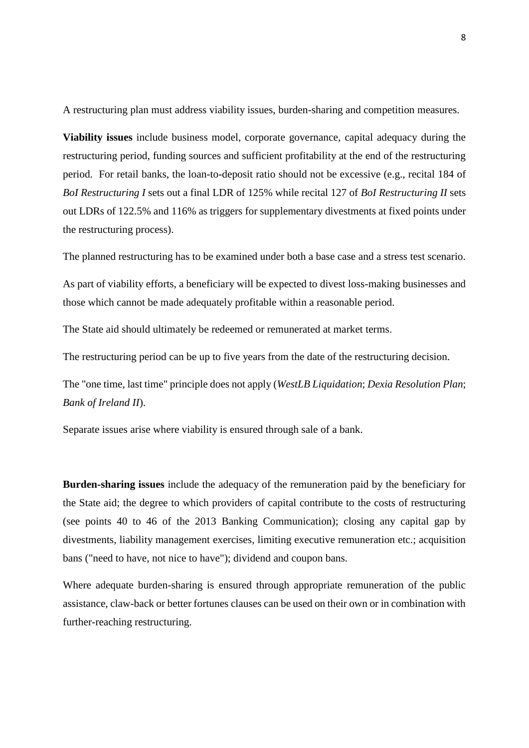A restructuring plan must address viability issues, burden-sharing and competition measures.

**Viability issues** include business model, corporate governance, capital adequacy during the restructuring period, funding sources and sufficient profitability at the end of the restructuring period. For retail banks, the loan-to-deposit ratio should not be excessive (e.g., recital 184 of *BoI Restructuring I* sets out a final LDR of 125% while recital 127 of *BoI Restructuring II* sets out LDRs of 122.5% and 116% as triggers for supplementary divestments at fixed points under the restructuring process).

The planned restructuring has to be examined under both a base case and a stress test scenario.

As part of viability efforts, a beneficiary will be expected to divest loss-making businesses and those which cannot be made adequately profitable within a reasonable period.

The State aid should ultimately be redeemed or remunerated at market terms.

The restructuring period can be up to five years from the date of the restructuring decision.

The "one time, last time" principle does not apply (*WestLB Liquidation*; *Dexia Resolution Plan*; *Bank of Ireland II*).

Separate issues arise where viability is ensured through sale of a bank.

**Burden-sharing issues** include the adequacy of the remuneration paid by the beneficiary for the State aid; the degree to which providers of capital contribute to the costs of restructuring (see points 40 to 46 of the 2013 Banking Communication); closing any capital gap by divestments, liability management exercises, limiting executive remuneration etc.; acquisition bans ("need to have, not nice to have"); dividend and coupon bans.

Where adequate burden-sharing is ensured through appropriate remuneration of the public assistance, claw-back or better fortunes clauses can be used on their own or in combination with further-reaching restructuring.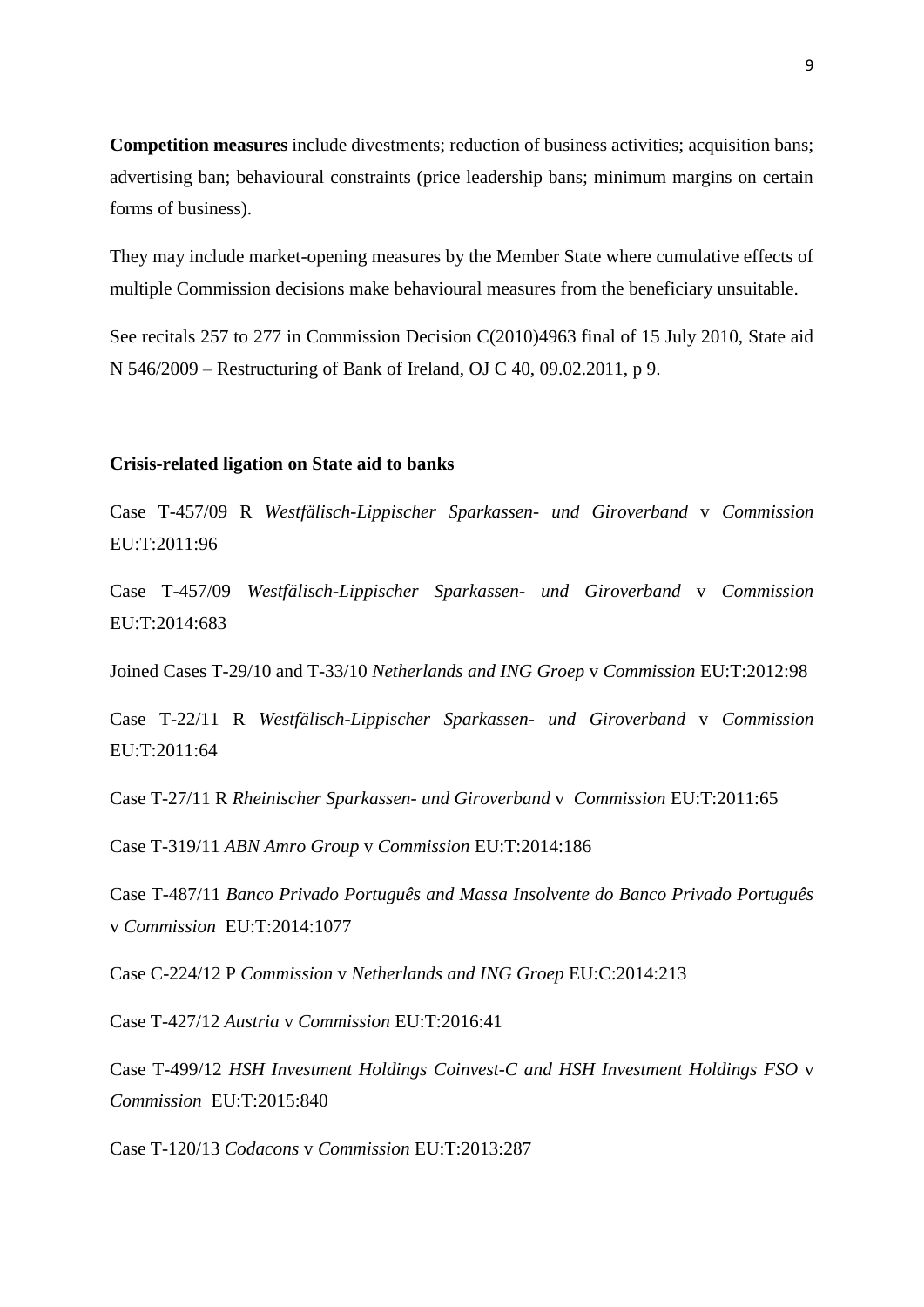**Competition measures** include divestments; reduction of business activities; acquisition bans; advertising ban; behavioural constraints (price leadership bans; minimum margins on certain forms of business).

They may include market-opening measures by the Member State where cumulative effects of multiple Commission decisions make behavioural measures from the beneficiary unsuitable.

See recitals 257 to 277 in Commission Decision C(2010)4963 final of 15 July 2010, State aid N 546/2009 – Restructuring of Bank of Ireland, OJ C 40, 09.02.2011, p 9.

**Crisis-related ligation on State aid to banks**

Case T-457/09 R *Westfälisch-Lippischer Sparkassen- und Giroverband* v *Commission* EU:T:2011:96

Case T-457/09 *Westfälisch-Lippischer Sparkassen- und Giroverband* v *Commission* EU:T:2014:683

Joined Cases T-29/10 and T-33/10 *Netherlands and ING Groep* v *Commission* EU:T:2012:98

Case T-22/11 R *Westfälisch-Lippischer Sparkassen- und Giroverband* v *Commission* EU:T:2011:64

Case T-27/11 R *Rheinischer Sparkassen- und Giroverband* v *Commission* EU:T:2011:65

Case T-319/11 *ABN Amro Group* v *Commission* EU:T:2014:186

Case T-487/11 *Banco Privado Português and Massa Insolvente do Banco Privado Português* v *Commission* EU:T:2014:1077

Case C-224/12 P *Commission* v *Netherlands and ING Groep* EU:C:2014:213

Case T-427/12 *Austria* v *Commission* EU:T:2016:41

Case T-499/12 *HSH Investment Holdings Coinvest-C and HSH Investment Holdings FSO* v *Commission* EU:T:2015:840

Case T-120/13 *Codacons* v *Commission* EU:T:2013:287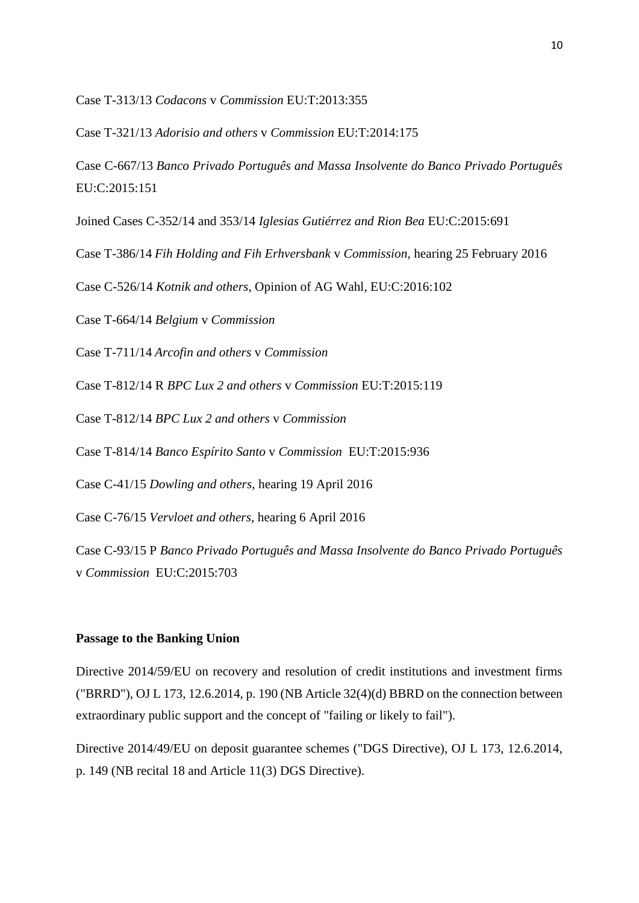Case T-313/13 *Codacons* v *Commission* EU:T:2013:355

Case T-321/13 *Adorisio and others* v *Commission* EU:T:2014:175

Case C-667/13 *Banco Privado Português and Massa Insolvente do Banco Privado Português* EU:C:2015:151

Joined Cases C-352/14 and 353/14 *Iglesias Gutiérrez and Rion Bea* EU:C:2015:691

Case T-386/14 *Fih Holding and Fih Erhversbank* v *Commission*, hearing 25 February 2016

Case C-526/14 *Kotnik and others*, Opinion of AG Wahl, EU:C:2016:102

Case T-664/14 *Belgium* v *Commission*

Case T-711/14 *Arcofin and others* v *Commission*

Case T-812/14 R *BPC Lux 2 and others* v *Commission* EU:T:2015:119

Case T-812/14 *BPC Lux 2 and others* v *Commission*

Case T-814/14 *Banco Espírito Santo* v *Commission* EU:T:2015:936

Case C-41/15 *Dowling and others*, hearing 19 April 2016

Case C-76/15 *Vervloet and others*, hearing 6 April 2016

Case C-93/15 P *Banco Privado Português and Massa Insolvente do Banco Privado Português* v *Commission* EU:C:2015:703

**Passage to the Banking Union**

Directive 2014/59/EU on recovery and resolution of credit institutions and investment firms ("BRRD"), OJ L 173, 12.6.2014, p. 190 (NB Article 32(4)(d) BBRD on the connection between extraordinary public support and the concept of "failing or likely to fail").

Directive 2014/49/EU on deposit guarantee schemes ("DGS Directive), OJ L 173, 12.6.2014, p. 149 (NB recital 18 and Article 11(3) DGS Directive).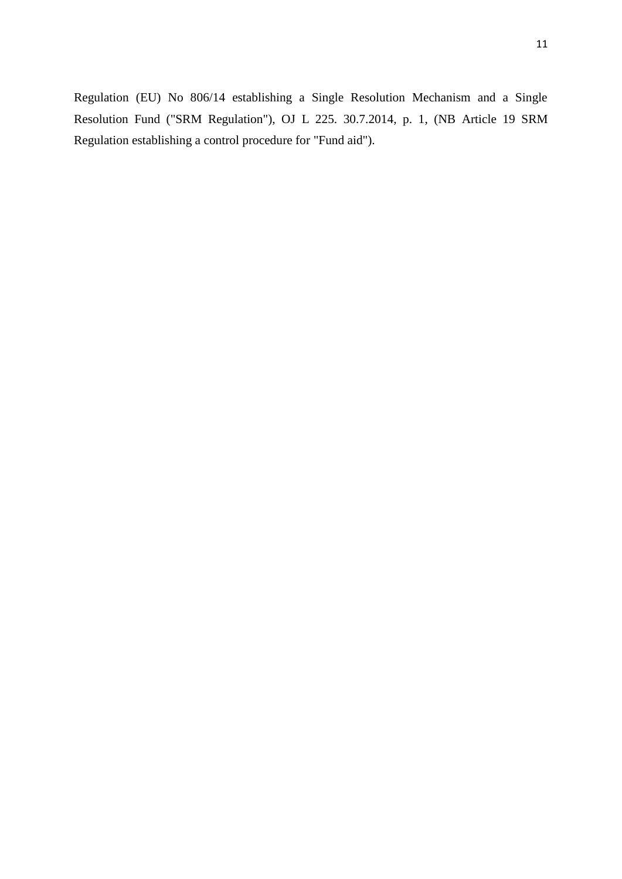Regulation (EU) No 806/14 establishing a Single Resolution Mechanism and a Single Resolution Fund ("SRM Regulation"), OJ L 225. 30.7.2014, p. 1, (NB Article 19 SRM Regulation establishing a control procedure for "Fund aid").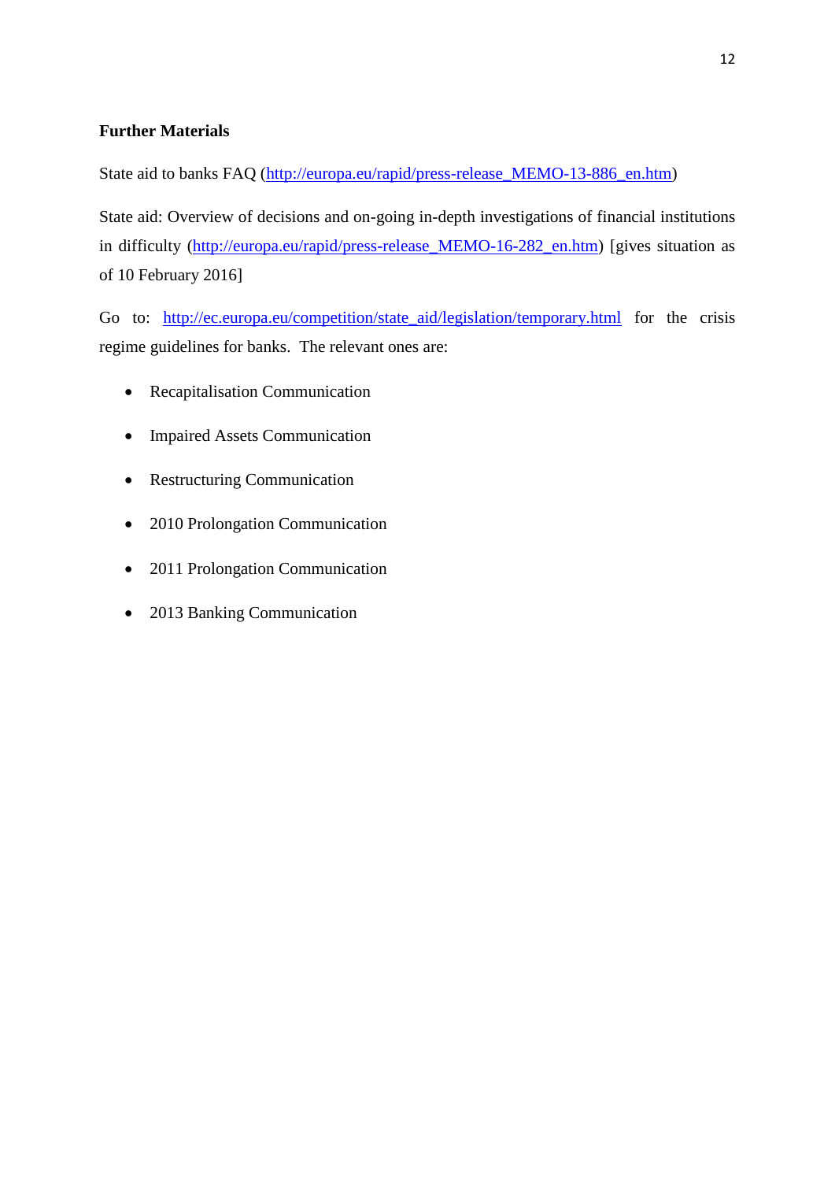**Further Materials**

State aid to banks FAQ (http://europa.eu/rapid/press-release_MEMO-13-886_en.htm)

State aid: Overview of decisions and on-going in-depth investigations of financial institutions in difficulty (http://europa.eu/rapid/press-release_MEMO-16-282_en.htm) [gives situation as of 10 February 2016]

Go to: http://ec.europa.eu/competition/state_aid/legislation/temporary.html for the crisis regime guidelines for banks. The relevant ones are:

- Recapitalisation Communication
- Impaired Assets Communication
- Restructuring Communication
- 2010 Prolongation Communication
- 2011 Prolongation Communication
- 2013 Banking Communication